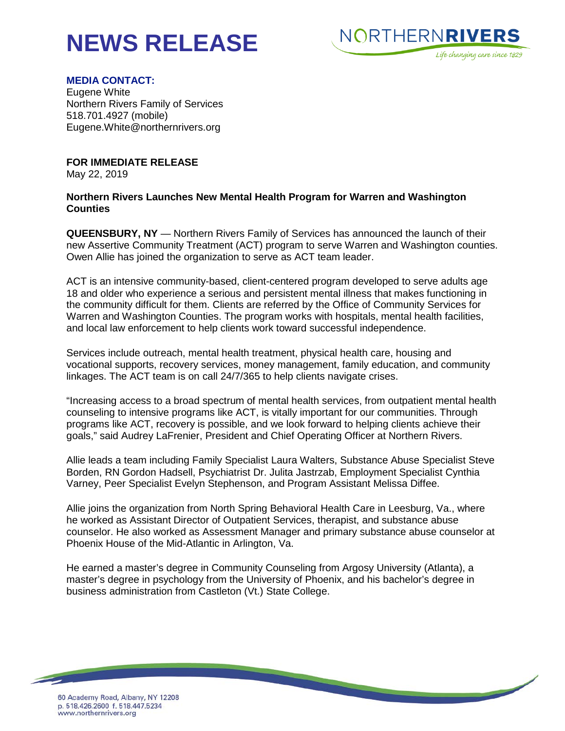# NEWS RELEASE

NORTHERNRIVERS
*Life changing care since 1829*

**MEDIA CONTACT:**
Eugene White
Northern Rivers Family of Services
518.701.4927 (mobile)
Eugene.White@northernrivers.org

**FOR IMMEDIATE RELEASE**
May 22, 2019

**Northern Rivers Launches New Mental Health Program for Warren and Washington Counties**

**QUEENSBURY, NY** — Northern Rivers Family of Services has announced the launch of their new Assertive Community Treatment (ACT) program to serve Warren and Washington counties. Owen Allie has joined the organization to serve as ACT team leader.

ACT is an intensive community-based, client-centered program developed to serve adults age 18 and older who experience a serious and persistent mental illness that makes functioning in the community difficult for them. Clients are referred by the Office of Community Services for Warren and Washington Counties. The program works with hospitals, mental health facilities, and local law enforcement to help clients work toward successful independence.

Services include outreach, mental health treatment, physical health care, housing and vocational supports, recovery services, money management, family education, and community linkages. The ACT team is on call 24/7/365 to help clients navigate crises.

"Increasing access to a broad spectrum of mental health services, from outpatient mental health counseling to intensive programs like ACT, is vitally important for our communities. Through programs like ACT, recovery is possible, and we look forward to helping clients achieve their goals," said Audrey LaFrenier, President and Chief Operating Officer at Northern Rivers.

Allie leads a team including Family Specialist Laura Walters, Substance Abuse Specialist Steve Borden, RN Gordon Hadsell, Psychiatrist Dr. Julita Jastrzab, Employment Specialist Cynthia Varney, Peer Specialist Evelyn Stephenson, and Program Assistant Melissa Diffee.

Allie joins the organization from North Spring Behavioral Health Care in Leesburg, Va., where he worked as Assistant Director of Outpatient Services, therapist, and substance abuse counselor. He also worked as Assessment Manager and primary substance abuse counselor at Phoenix House of the Mid-Atlantic in Arlington, Va.

He earned a master's degree in Community Counseling from Argosy University (Atlanta), a master's degree in psychology from the University of Phoenix, and his bachelor's degree in business administration from Castleton (Vt.) State College.

60 Academy Road, Albany, NY 12208
p. 518.426.2600 f. 518.447.5234
www.northernrivers.org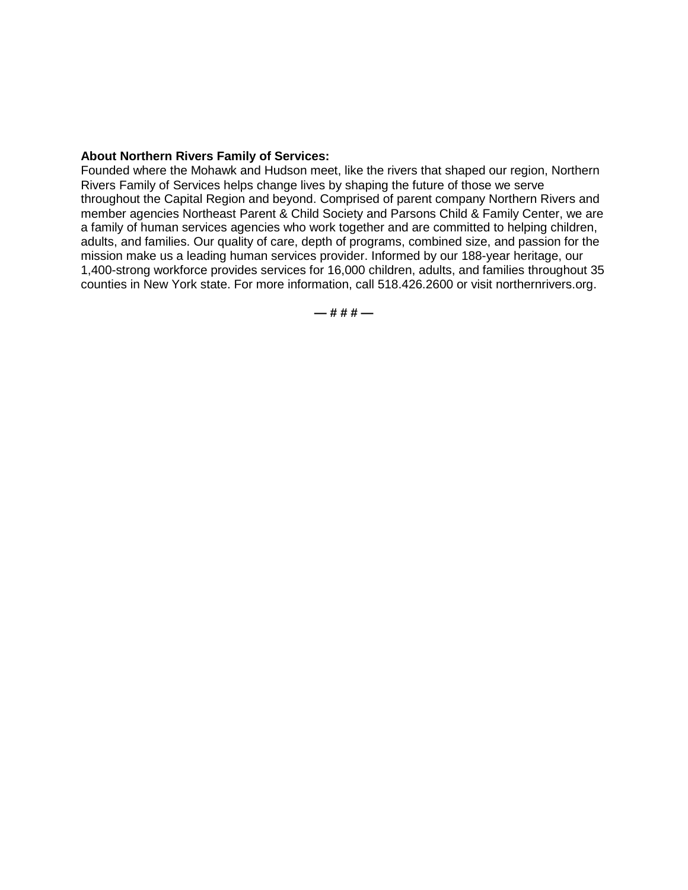**About Northern Rivers Family of Services:**
Founded where the Mohawk and Hudson meet, like the rivers that shaped our region, Northern Rivers Family of Services helps change lives by shaping the future of those we serve throughout the Capital Region and beyond. Comprised of parent company Northern Rivers and member agencies Northeast Parent & Child Society and Parsons Child & Family Center, we are a family of human services agencies who work together and are committed to helping children, adults, and families. Our quality of care, depth of programs, combined size, and passion for the mission make us a leading human services provider. Informed by our 188-year heritage, our 1,400-strong workforce provides services for 16,000 children, adults, and families throughout 35 counties in New York state. For more information, call 518.426.2600 or visit northernrivers.org.

**— # # # —**